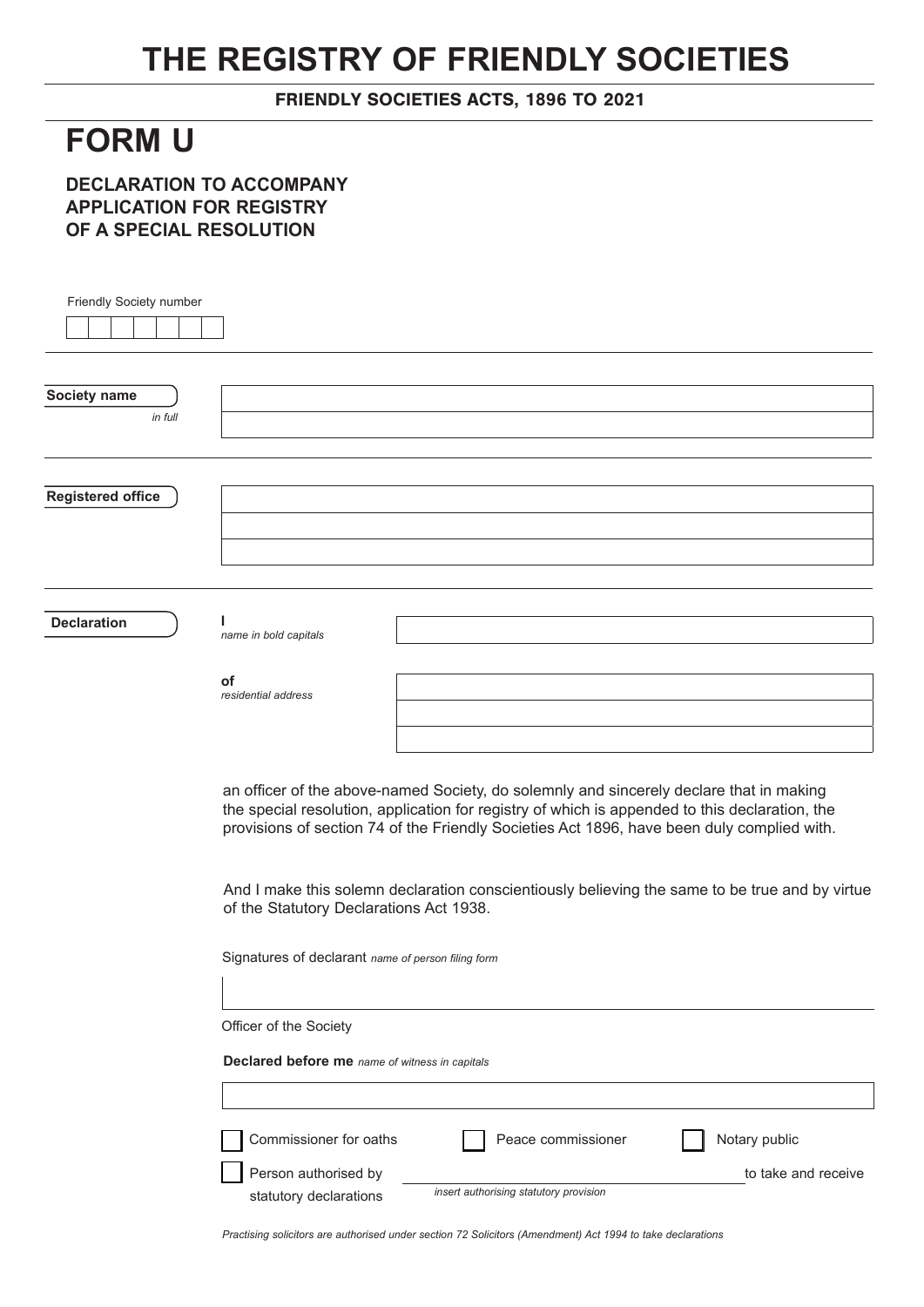# THE REGISTRY OF FRIENDLY SOCIETIES

**FRIENDLY SOCIETIES ACTS, 1896 TO 2021**

# FORM U

### DECLARATION TO ACCOMPANY APPLICATION FOR REGISTRY OF A SPECIAL RESOLUTION

Friendly Society number

**Society name**
*in full*

**Registered office**

**Declaration**

**I**
*name in bold capitals*

**of**
*residential address*

an officer of the above-named Society, do solemnly and sincerely declare that in making the special resolution, application for registry of which is appended to this declaration, the provisions of section 74 of the Friendly Societies Act 1896, have been duly complied with.

And I make this solemn declaration conscientiously believing the same to be true and by virtue of the Statutory Declarations Act 1938.

Signatures of declarant *name of person filing form*

Officer of the Society

**Declared before me** *name of witness in capitals*

☐ Commissioner for oaths ☐ Peace commissioner ☐ Notary public

☐ Person authorised by _______________ to take and receive statutory declarations
*insert authorising statutory provision*

*Practising solicitors are authorised under section 72 Solicitors (Amendment) Act 1994 to take declarations*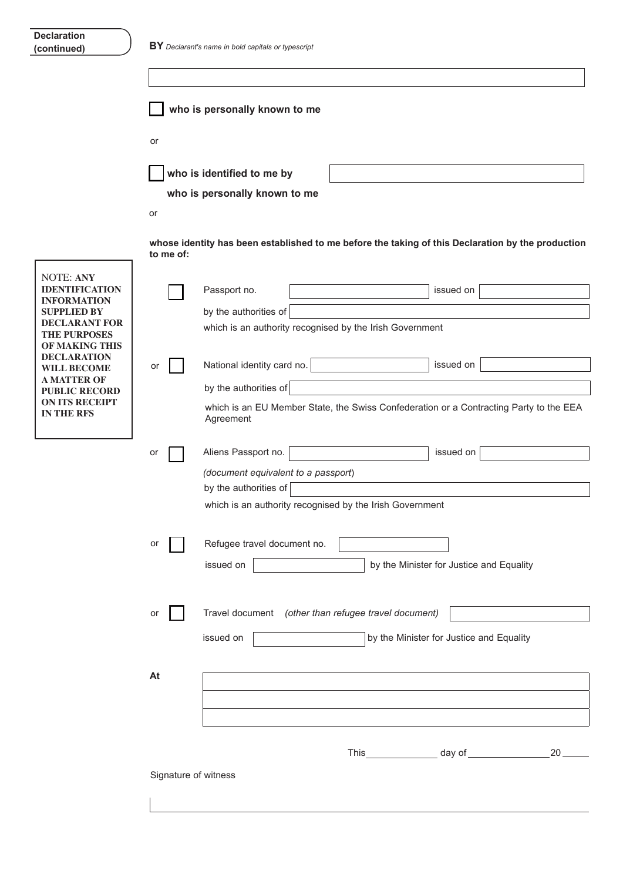**Declaration (continued)**

**BY** *Declarant's name in bold capitals or typescript*

☐ **who is personally known to me**

or

☐ **who is identified to me by** ____________________

**who is personally known to me**

or

**whose identity has been established to me before the taking of this Declaration by the production to me of:**

NOTE: **ANY IDENTIFICATION INFORMATION SUPPLIED BY DECLARANT FOR THE PURPOSES OF MAKING THIS DECLARATION WILL BECOME A MATTER OF PUBLIC RECORD ON ITS RECEIPT IN THE RFS**

☐ Passport no. ____________________ issued on ____________________

by the authorities of ____________________

which is an authority recognised by the Irish Government

or ☐ National identity card no. ____________________ issued on ____________________

by the authorities of ____________________

which is an EU Member State, the Swiss Confederation or a Contracting Party to the EEA Agreement

or ☐ Aliens Passport no. ____________________ issued on ____________________

*(document equivalent to a passport)*

by the authorities of ____________________

which is an authority recognised by the Irish Government

or ☐ Refugee travel document no. ____________________

issued on ____________________ by the Minister for Justice and Equality

or ☐ Travel document *(other than refugee travel document)* ____________________

issued on ____________________ by the Minister for Justice and Equality

**At** ____________________

This ____________ day of ______________ 20 _____

Signature of witness